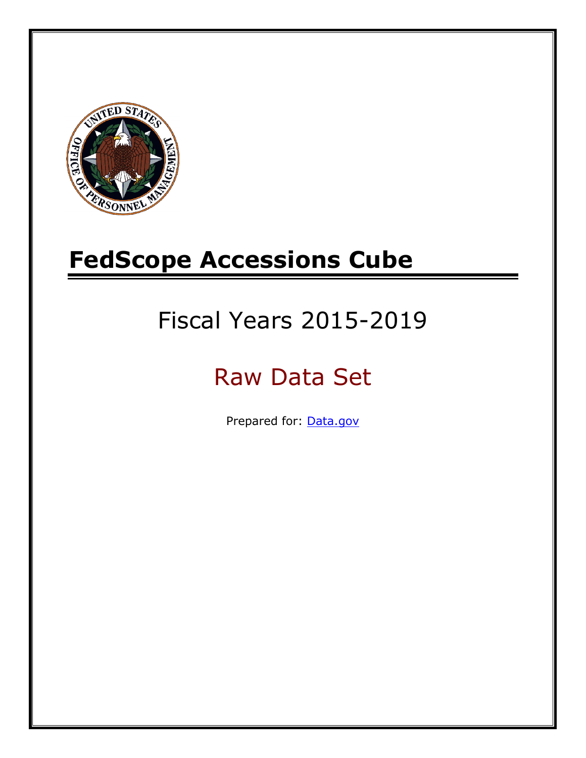# FedScope Accessions Cube

## Fiscal Years 2015-2019

## Raw Data Set

Prepared for: [Data.gov](Data.gov)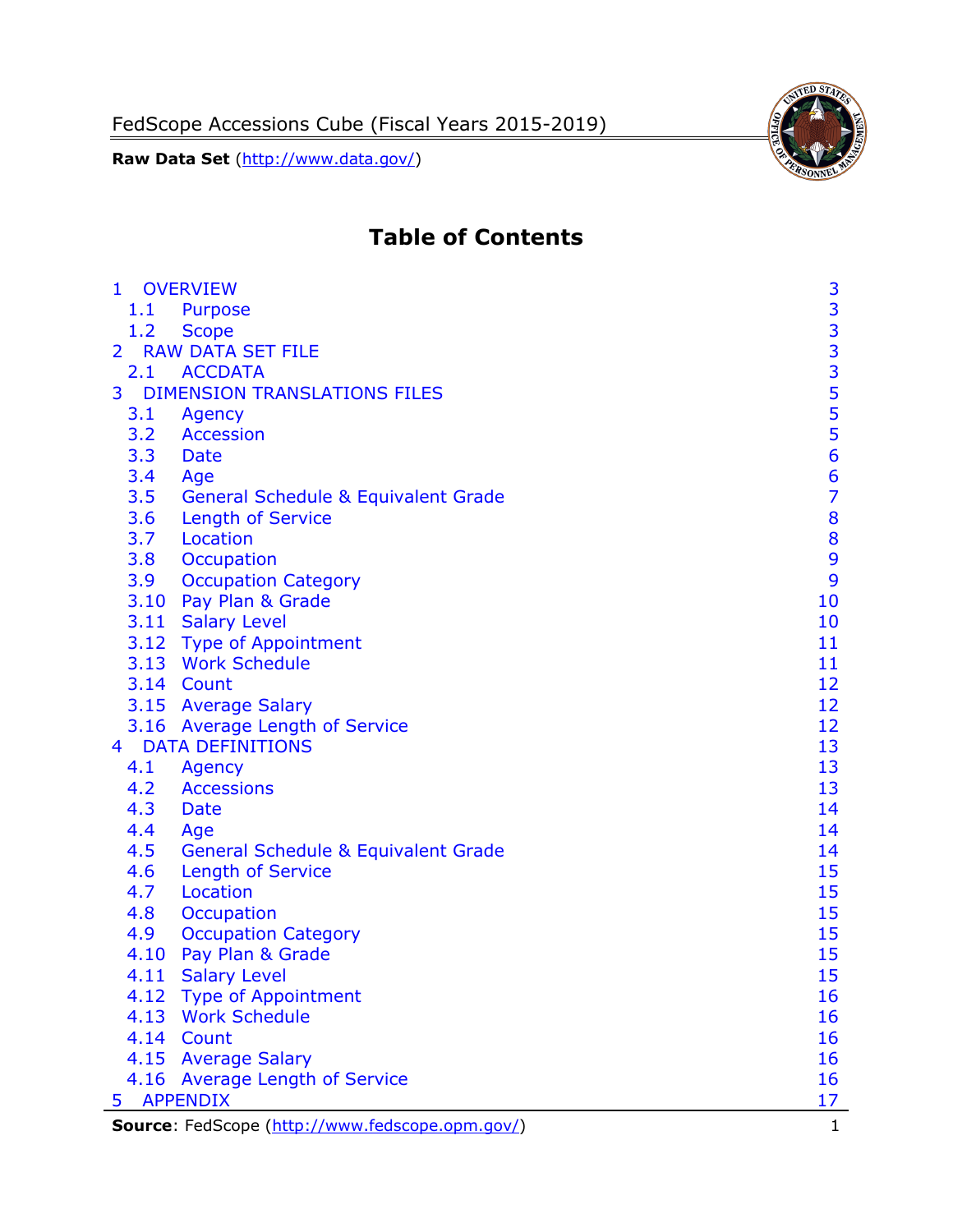FedScope Accessions Cube (Fiscal Years 2015-2019)

**Raw Data Set** (http://www.data.gov/)

# Table of Contents

| | |
|---|---|
| 1 OVERVIEW | 3 |
| 1.1 Purpose | 3 |
| 1.2 Scope | 3 |
| 2 RAW DATA SET FILE | 3 |
| 2.1 ACCDATA | 3 |
| 3 DIMENSION TRANSLATIONS FILES | 5 |
| 3.1 Agency | 5 |
| 3.2 Accession | 5 |
| 3.3 Date | 6 |
| 3.4 Age | 6 |
| 3.5 General Schedule & Equivalent Grade | 7 |
| 3.6 Length of Service | 8 |
| 3.7 Location | 8 |
| 3.8 Occupation | 9 |
| 3.9 Occupation Category | 9 |
| 3.10 Pay Plan & Grade | 10 |
| 3.11 Salary Level | 10 |
| 3.12 Type of Appointment | 11 |
| 3.13 Work Schedule | 11 |
| 3.14 Count | 12 |
| 3.15 Average Salary | 12 |
| 3.16 Average Length of Service | 12 |
| 4 DATA DEFINITIONS | 13 |
| 4.1 Agency | 13 |
| 4.2 Accessions | 13 |
| 4.3 Date | 14 |
| 4.4 Age | 14 |
| 4.5 General Schedule & Equivalent Grade | 14 |
| 4.6 Length of Service | 15 |
| 4.7 Location | 15 |
| 4.8 Occupation | 15 |
| 4.9 Occupation Category | 15 |
| 4.10 Pay Plan & Grade | 15 |
| 4.11 Salary Level | 15 |
| 4.12 Type of Appointment | 16 |
| 4.13 Work Schedule | 16 |
| 4.14 Count | 16 |
| 4.15 Average Salary | 16 |
| 4.16 Average Length of Service | 16 |
| 5 APPENDIX | 17 |

**Source**: FedScope (http://www.fedscope.opm.gov/)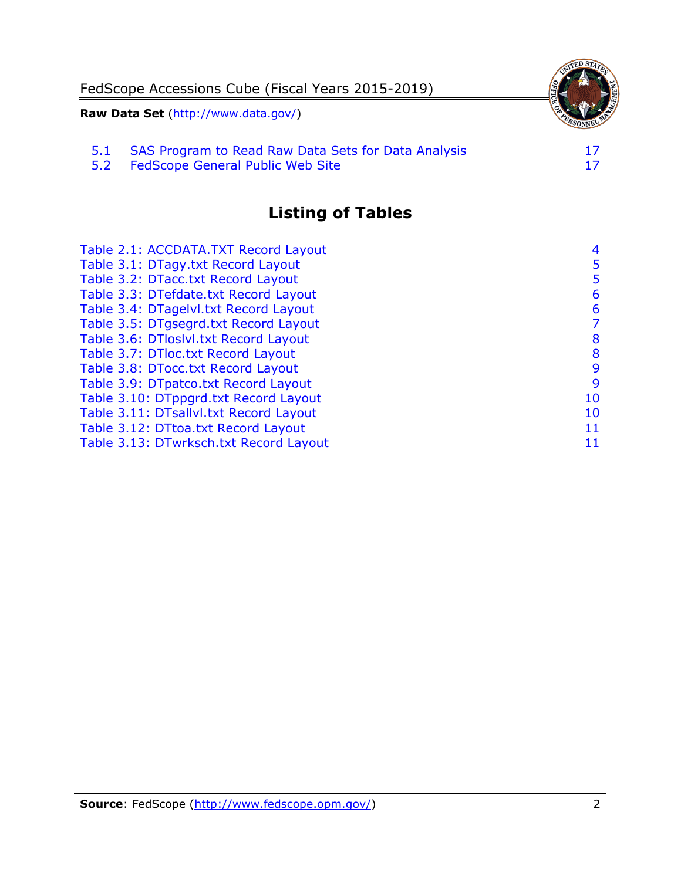5.1 SAS Program to Read Raw Data Sets for Data Analysis 17
5.2 FedScope General Public Web Site 17

## Listing of Tables

Table 2.1: ACCDATA.TXT Record Layout 4
Table 3.1: DTagy.txt Record Layout 5
Table 3.2: DTacc.txt Record Layout 5
Table 3.3: DTefdate.txt Record Layout 6
Table 3.4: DTagelvl.txt Record Layout 6
Table 3.5: DTgsegrd.txt Record Layout 7
Table 3.6: DTloslvl.txt Record Layout 8
Table 3.7: DTloc.txt Record Layout 8
Table 3.8: DTocc.txt Record Layout 9
Table 3.9: DTpatco.txt Record Layout 9
Table 3.10: DTppgrd.txt Record Layout 10
Table 3.11: DTsallvl.txt Record Layout 10
Table 3.12: DTtoa.txt Record Layout 11
Table 3.13: DTwrksch.txt Record Layout 11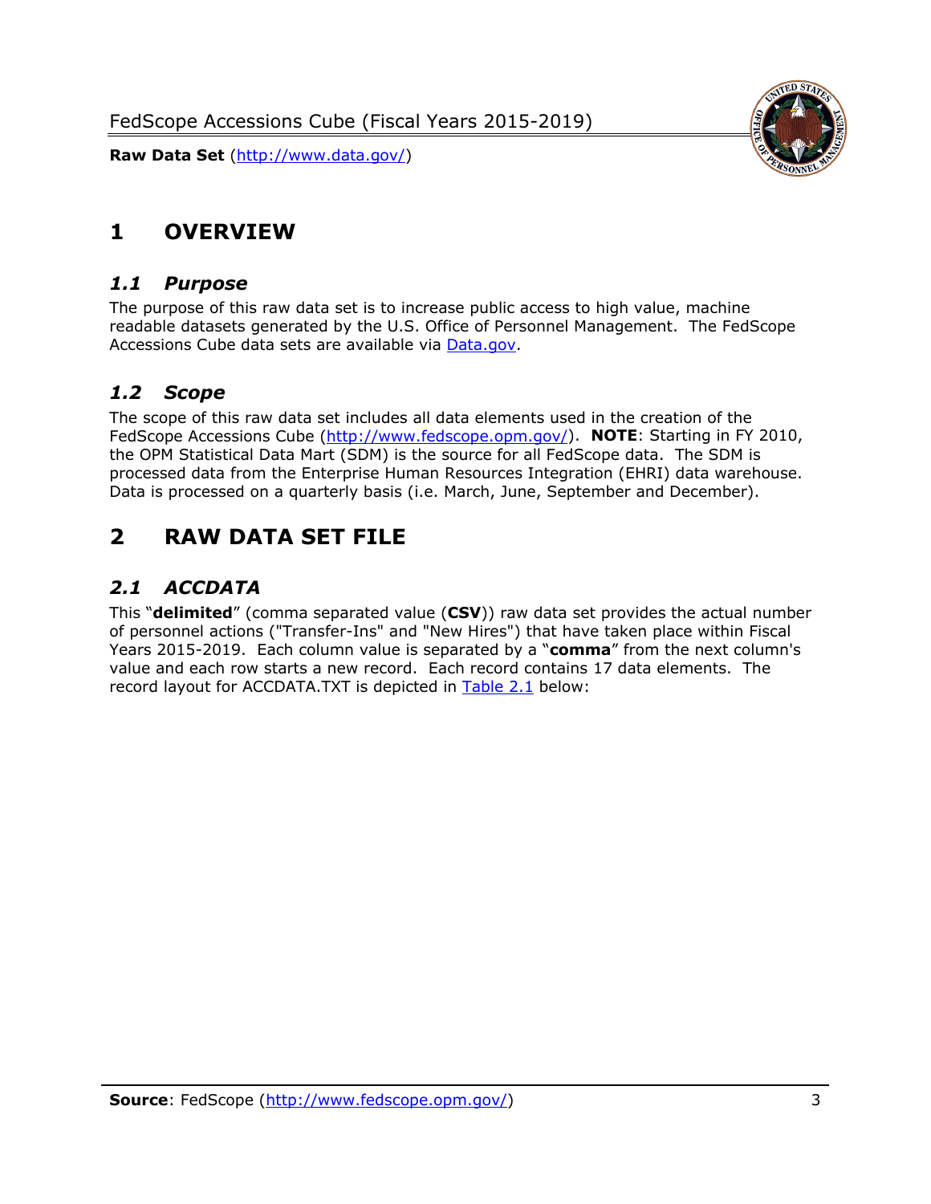# 1 OVERVIEW

## *1.1 Purpose*

The purpose of this raw data set is to increase public access to high value, machine readable datasets generated by the U.S. Office of Personnel Management. The FedScope Accessions Cube data sets are available via [Data.gov](http://www.data.gov/).

## *1.2 Scope*

The scope of this raw data set includes all data elements used in the creation of the FedScope Accessions Cube ([http://www.fedscope.opm.gov/](http://www.fedscope.opm.gov/)). **NOTE**: Starting in FY 2010, the OPM Statistical Data Mart (SDM) is the source for all FedScope data. The SDM is processed data from the Enterprise Human Resources Integration (EHRI) data warehouse. Data is processed on a quarterly basis (i.e. March, June, September and December).

# 2 RAW DATA SET FILE

## *2.1 ACCDATA*

This "**delimited**" (comma separated value (**CSV**)) raw data set provides the actual number of personnel actions ("Transfer-Ins" and "New Hires") that have taken place within Fiscal Years 2015-2019. Each column value is separated by a "**comma**" from the next column's value and each row starts a new record. Each record contains 17 data elements. The record layout for ACCDATA.TXT is depicted in Table 2.1 below: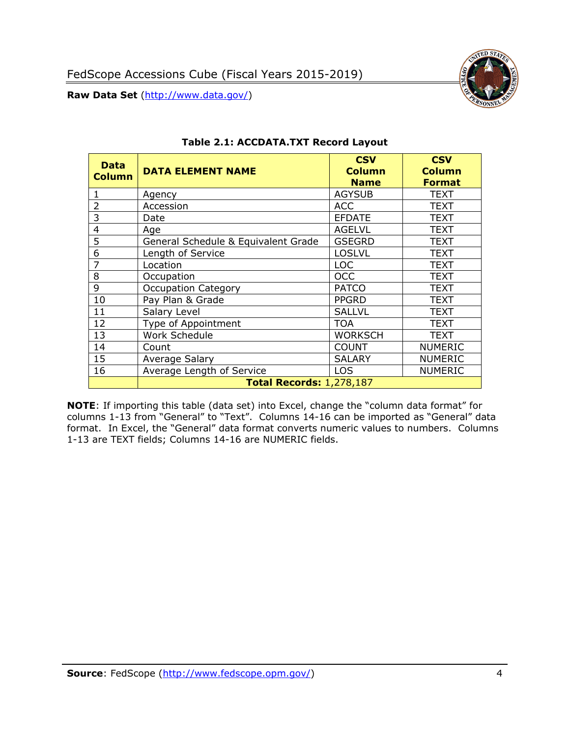**Table 2.1: ACCDATA.TXT Record Layout**

| Data Column | DATA ELEMENT NAME | CSV Column Name | CSV Column Format |
|---|---|---|---|
| 1 | Agency | AGYSUB | TEXT |
| 2 | Accession | ACC | TEXT |
| 3 | Date | EFDATE | TEXT |
| 4 | Age | AGELVL | TEXT |
| 5 | General Schedule & Equivalent Grade | GSEGRD | TEXT |
| 6 | Length of Service | LOSLVL | TEXT |
| 7 | Location | LOC | TEXT |
| 8 | Occupation | OCC | TEXT |
| 9 | Occupation Category | PATCO | TEXT |
| 10 | Pay Plan & Grade | PPGRD | TEXT |
| 11 | Salary Level | SALLVL | TEXT |
| 12 | Type of Appointment | TOA | TEXT |
| 13 | Work Schedule | WORKSCH | TEXT |
| 14 | Count | COUNT | NUMERIC |
| 15 | Average Salary | SALARY | NUMERIC |
| 16 | Average Length of Service | LOS | NUMERIC |
| | **Total Records:** 1,278,187 | | |

**NOTE**: If importing this table (data set) into Excel, change the "column data format" for columns 1-13 from "General" to "Text". Columns 14-16 can be imported as "General" data format. In Excel, the "General" data format converts numeric values to numbers. Columns 1-13 are TEXT fields; Columns 14-16 are NUMERIC fields.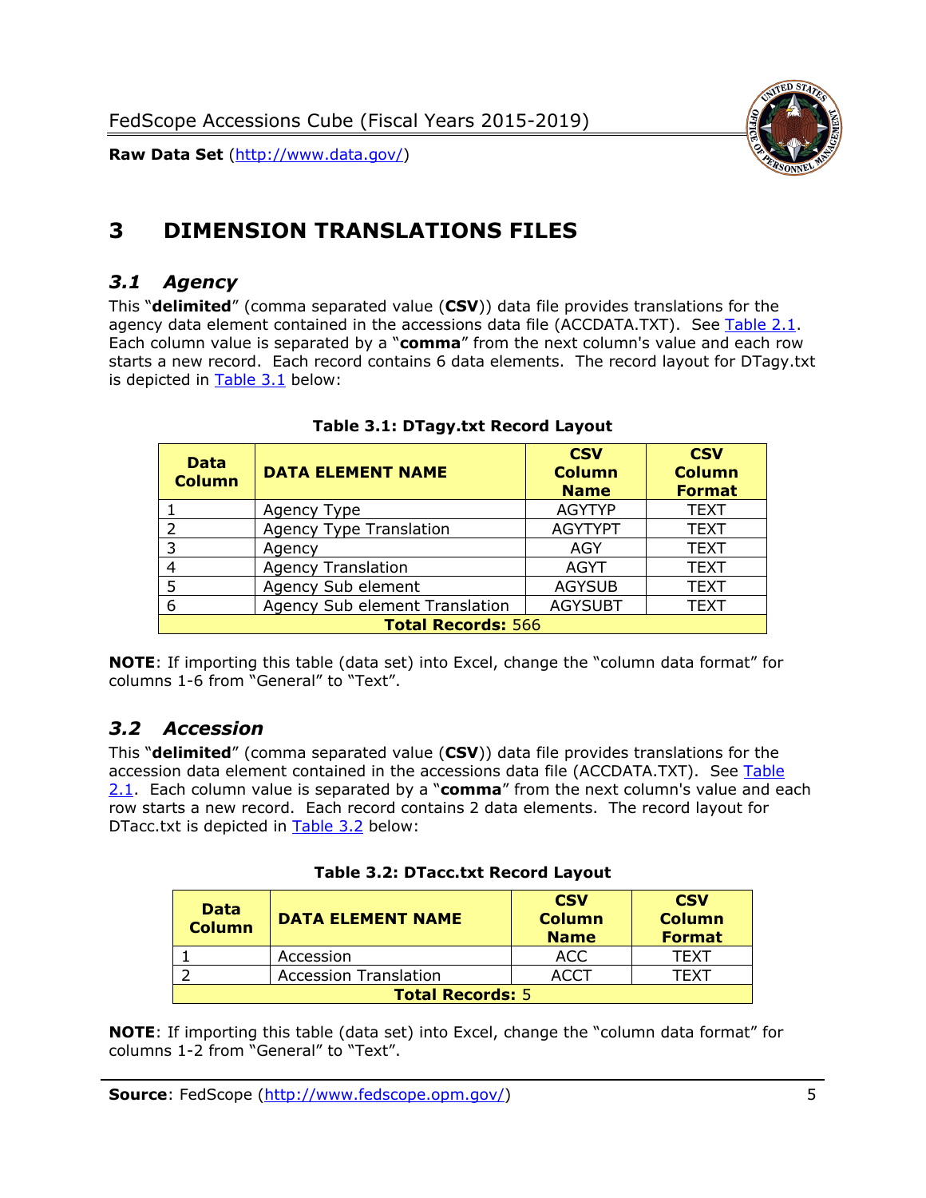# 3 DIMENSION TRANSLATIONS FILES

## *3.1 Agency*

This "**delimited**" (comma separated value (**CSV**)) data file provides translations for the agency data element contained in the accessions data file (ACCDATA.TXT). See Table 2.1. Each column value is separated by a "**comma**" from the next column's value and each row starts a new record. Each record contains 6 data elements. The record layout for DTagy.txt is depicted in Table 3.1 below:

**Table 3.1: DTagy.txt Record Layout**

| Data Column | DATA ELEMENT NAME | CSV Column Name | CSV Column Format |
|---|---|---|---|
| 1 | Agency Type | AGYTYP | TEXT |
| 2 | Agency Type Translation | AGYTYPT | TEXT |
| 3 | Agency | AGY | TEXT |
| 4 | Agency Translation | AGYT | TEXT |
| 5 | Agency Sub element | AGYSUB | TEXT |
| 6 | Agency Sub element Translation | AGYSUBT | TEXT |
| **Total Records:** 566 | | | |

**NOTE**: If importing this table (data set) into Excel, change the "column data format" for columns 1-6 from "General" to "Text".

## *3.2 Accession*

This "**delimited**" (comma separated value (**CSV**)) data file provides translations for the accession data element contained in the accessions data file (ACCDATA.TXT). See Table 2.1. Each column value is separated by a "**comma**" from the next column's value and each row starts a new record. Each record contains 2 data elements. The record layout for DTacc.txt is depicted in Table 3.2 below:

**Table 3.2: DTacc.txt Record Layout**

| Data Column | DATA ELEMENT NAME | CSV Column Name | CSV Column Format |
|---|---|---|---|
| 1 | Accession | ACC | TEXT |
| 2 | Accession Translation | ACCT | TEXT |
| **Total Records:** 5 | | | |

**NOTE**: If importing this table (data set) into Excel, change the "column data format" for columns 1-2 from "General" to "Text".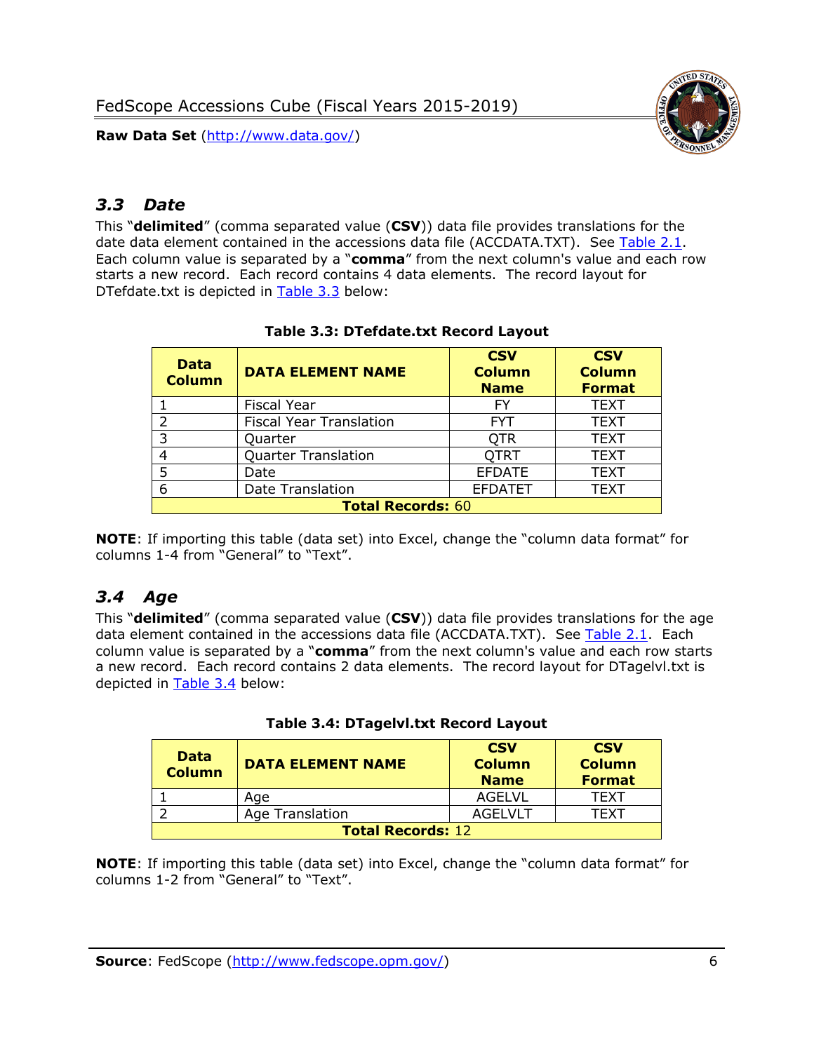## *3.3 Date*

This "**delimited**" (comma separated value (**CSV**)) data file provides translations for the date data element contained in the accessions data file (ACCDATA.TXT). See Table 2.1. Each column value is separated by a "**comma**" from the next column's value and each row starts a new record. Each record contains 4 data elements. The record layout for DTefdate.txt is depicted in Table 3.3 below:

**Table 3.3: DTefdate.txt Record Layout**

| Data Column | DATA ELEMENT NAME | CSV Column Name | CSV Column Format |
|---|---|---|---|
| 1 | Fiscal Year | FY | TEXT |
| 2 | Fiscal Year Translation | FYT | TEXT |
| 3 | Quarter | QTR | TEXT |
| 4 | Quarter Translation | QTRT | TEXT |
| 5 | Date | EFDATE | TEXT |
| 6 | Date Translation | EFDATET | TEXT |
| **Total Records:** 60 | | | |

**NOTE**: If importing this table (data set) into Excel, change the "column data format" for columns 1-4 from "General" to "Text".

## *3.4 Age*

This "**delimited**" (comma separated value (**CSV**)) data file provides translations for the age data element contained in the accessions data file (ACCDATA.TXT). See Table 2.1. Each column value is separated by a "**comma**" from the next column's value and each row starts a new record. Each record contains 2 data elements. The record layout for DTagelvl.txt is depicted in Table 3.4 below:

**Table 3.4: DTagelvl.txt Record Layout**

| Data Column | DATA ELEMENT NAME | CSV Column Name | CSV Column Format |
|---|---|---|---|
| 1 | Age | AGELVL | TEXT |
| 2 | Age Translation | AGELVLT | TEXT |
| **Total Records:** 12 | | | |

**NOTE**: If importing this table (data set) into Excel, change the "column data format" for columns 1-2 from "General" to "Text".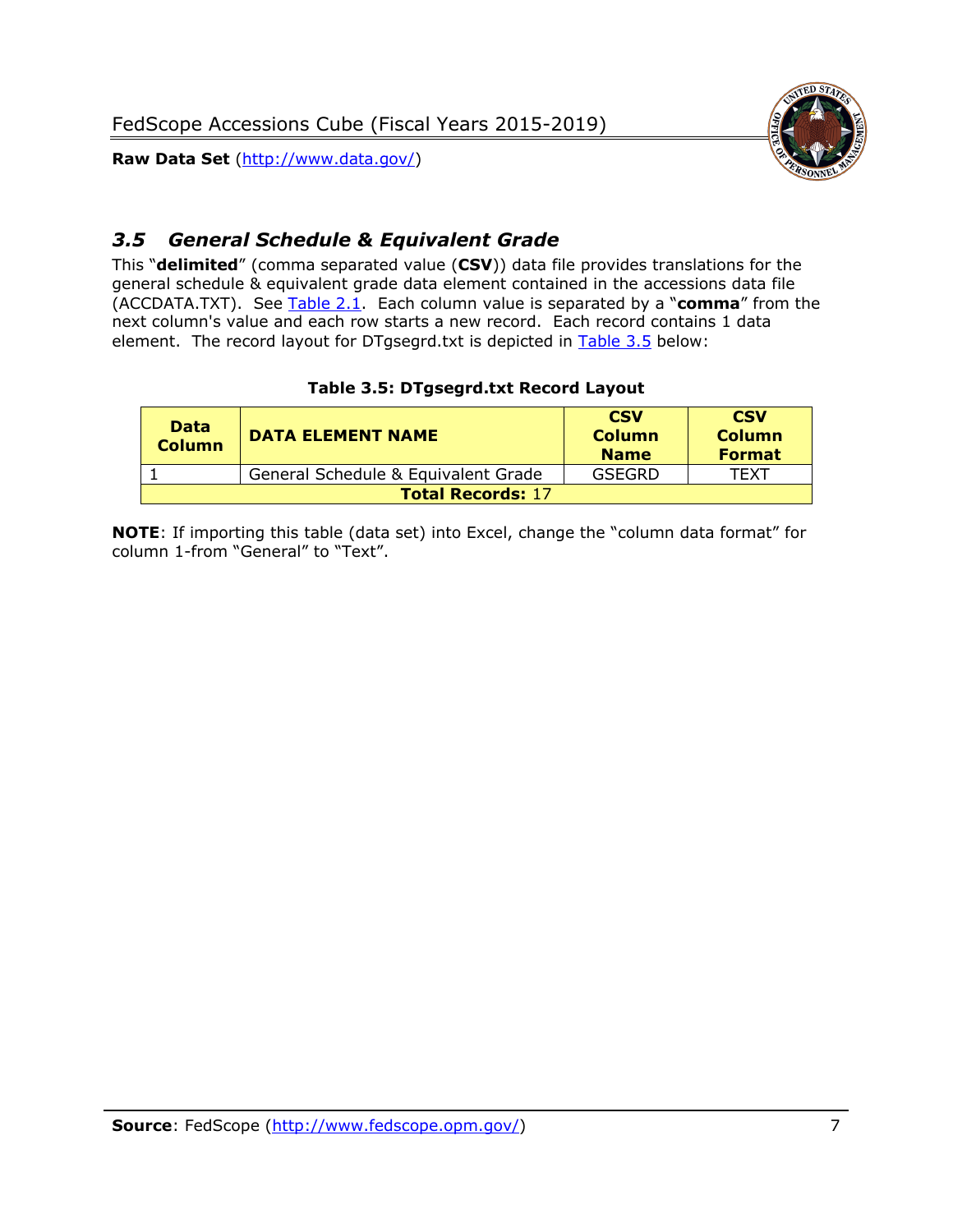## *3.5 General Schedule & Equivalent Grade*

This "**delimited**" (comma separated value (**CSV**)) data file provides translations for the general schedule & equivalent grade data element contained in the accessions data file (ACCDATA.TXT). See Table 2.1. Each column value is separated by a "**comma**" from the next column's value and each row starts a new record. Each record contains 1 data element. The record layout for DTgsegrd.txt is depicted in Table 3.5 below:

**Table 3.5: DTgsegrd.txt Record Layout**

| Data Column | DATA ELEMENT NAME | CSV Column Name | CSV Column Format |
|---|---|---|---|
| 1 | General Schedule & Equivalent Grade | GSEGRD | TEXT |
| **Total Records:** 17 | | | |

**NOTE**: If importing this table (data set) into Excel, change the "column data format" for column 1-from "General" to "Text".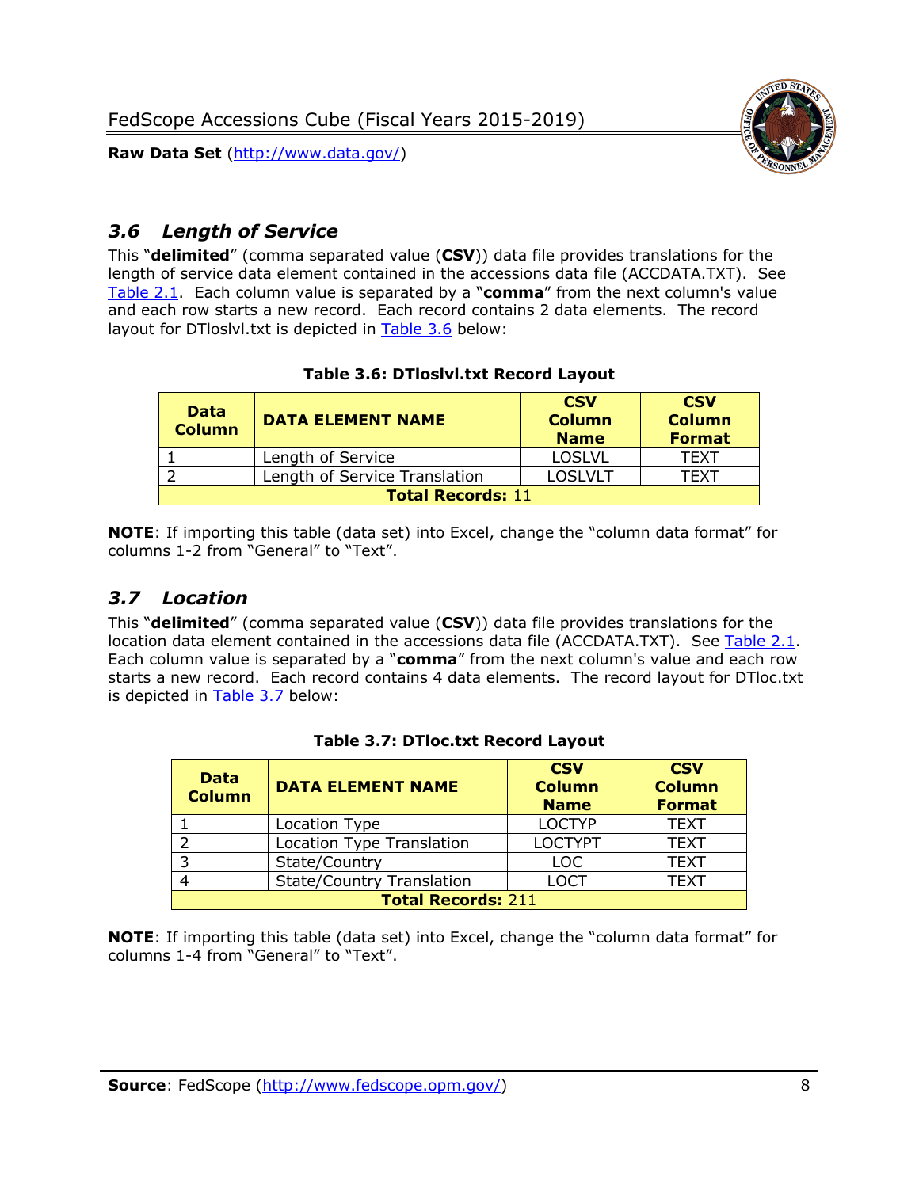## *3.6 Length of Service*

This "**delimited**" (comma separated value (**CSV**)) data file provides translations for the length of service data element contained in the accessions data file (ACCDATA.TXT). See Table 2.1. Each column value is separated by a "**comma**" from the next column's value and each row starts a new record. Each record contains 2 data elements. The record layout for DTloslvl.txt is depicted in Table 3.6 below:

**Table 3.6: DTloslvl.txt Record Layout**

| Data Column | DATA ELEMENT NAME | CSV Column Name | CSV Column Format |
|---|---|---|---|
| 1 | Length of Service | LOSLVL | TEXT |
| 2 | Length of Service Translation | LOSLVLT | TEXT |
| **Total Records:** 11 | | | |

**NOTE**: If importing this table (data set) into Excel, change the "column data format" for columns 1-2 from "General" to "Text".

## *3.7 Location*

This "**delimited**" (comma separated value (**CSV**)) data file provides translations for the location data element contained in the accessions data file (ACCDATA.TXT). See Table 2.1. Each column value is separated by a "**comma**" from the next column's value and each row starts a new record. Each record contains 4 data elements. The record layout for DTloc.txt is depicted in Table 3.7 below:

**Table 3.7: DTloc.txt Record Layout**

| Data Column | DATA ELEMENT NAME | CSV Column Name | CSV Column Format |
|---|---|---|---|
| 1 | Location Type | LOCTYP | TEXT |
| 2 | Location Type Translation | LOCTYPT | TEXT |
| 3 | State/Country | LOC | TEXT |
| 4 | State/Country Translation | LOCT | TEXT |
| **Total Records:** 211 | | | |

**NOTE**: If importing this table (data set) into Excel, change the "column data format" for columns 1-4 from "General" to "Text".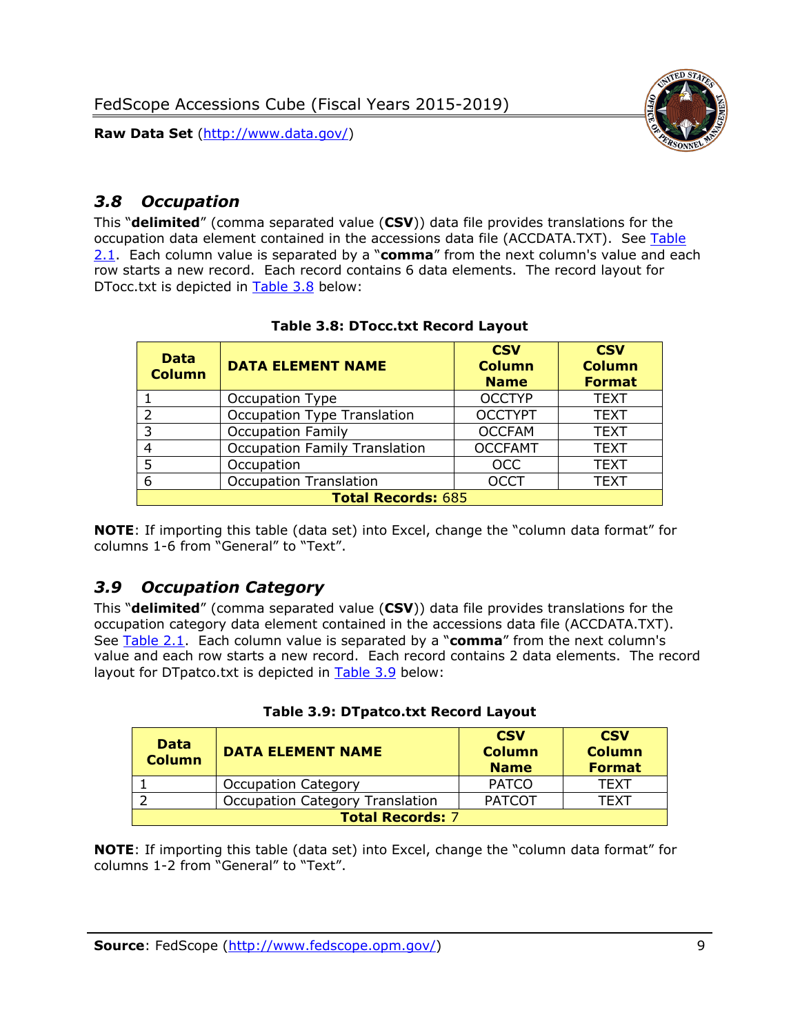## 3.8 Occupation

This "**delimited**" (comma separated value (**CSV**)) data file provides translations for the occupation data element contained in the accessions data file (ACCDATA.TXT). See Table 2.1. Each column value is separated by a "**comma**" from the next column's value and each row starts a new record. Each record contains 6 data elements. The record layout for DTocc.txt is depicted in Table 3.8 below:

**Table 3.8: DTocc.txt Record Layout**

| Data Column | DATA ELEMENT NAME | CSV Column Name | CSV Column Format |
|---|---|---|---|
| 1 | Occupation Type | OCCTYP | TEXT |
| 2 | Occupation Type Translation | OCCTYPT | TEXT |
| 3 | Occupation Family | OCCFAM | TEXT |
| 4 | Occupation Family Translation | OCCFAMT | TEXT |
| 5 | Occupation | OCC | TEXT |
| 6 | Occupation Translation | OCCT | TEXT |
| **Total Records:** 685 | | | |

**NOTE**: If importing this table (data set) into Excel, change the "column data format" for columns 1-6 from "General" to "Text".

## 3.9 Occupation Category

This "**delimited**" (comma separated value (**CSV**)) data file provides translations for the occupation category data element contained in the accessions data file (ACCDATA.TXT). See Table 2.1. Each column value is separated by a "**comma**" from the next column's value and each row starts a new record. Each record contains 2 data elements. The record layout for DTpatco.txt is depicted in Table 3.9 below:

**Table 3.9: DTpatco.txt Record Layout**

| Data Column | DATA ELEMENT NAME | CSV Column Name | CSV Column Format |
|---|---|---|---|
| 1 | Occupation Category | PATCO | TEXT |
| 2 | Occupation Category Translation | PATCOT | TEXT |
| **Total Records:** 7 | | | |

**NOTE**: If importing this table (data set) into Excel, change the "column data format" for columns 1-2 from "General" to "Text".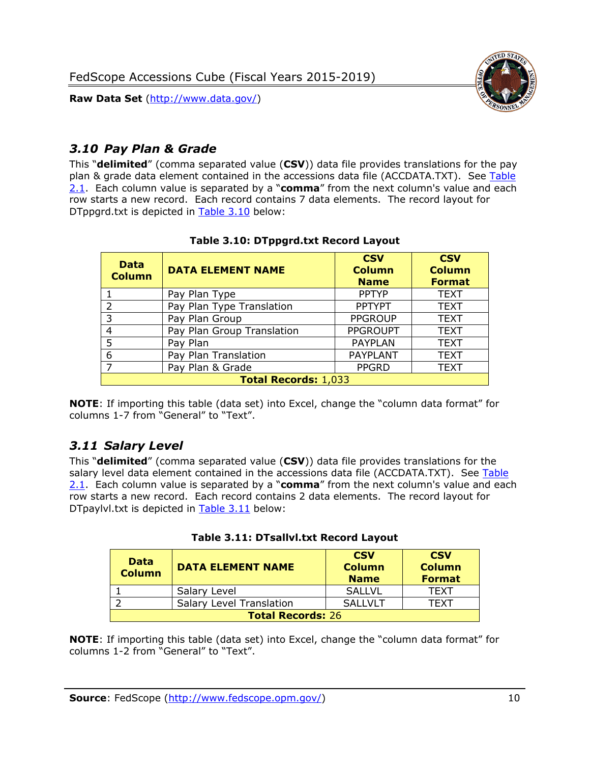## 3.10 Pay Plan & Grade

This "**delimited**" (comma separated value (**CSV**)) data file provides translations for the pay plan & grade data element contained in the accessions data file (ACCDATA.TXT). See Table 2.1. Each column value is separated by a "**comma**" from the next column's value and each row starts a new record. Each record contains 7 data elements. The record layout for DTppgrd.txt is depicted in Table 3.10 below:

**Table 3.10: DTppgrd.txt Record Layout**

| Data Column | DATA ELEMENT NAME | CSV Column Name | CSV Column Format |
|---|---|---|---|
| 1 | Pay Plan Type | PPTYP | TEXT |
| 2 | Pay Plan Type Translation | PPTYPT | TEXT |
| 3 | Pay Plan Group | PPGROUP | TEXT |
| 4 | Pay Plan Group Translation | PPGROUPT | TEXT |
| 5 | Pay Plan | PAYPLAN | TEXT |
| 6 | Pay Plan Translation | PAYPLANT | TEXT |
| 7 | Pay Plan & Grade | PPGRD | TEXT |
| **Total Records:** 1,033 | | | |

**NOTE**: If importing this table (data set) into Excel, change the "column data format" for columns 1-7 from "General" to "Text".

## 3.11 Salary Level

This "**delimited**" (comma separated value (**CSV**)) data file provides translations for the salary level data element contained in the accessions data file (ACCDATA.TXT). See Table 2.1. Each column value is separated by a "**comma**" from the next column's value and each row starts a new record. Each record contains 2 data elements. The record layout for DTpaylvl.txt is depicted in Table 3.11 below:

**Table 3.11: DTsallvl.txt Record Layout**

| Data Column | DATA ELEMENT NAME | CSV Column Name | CSV Column Format |
|---|---|---|---|
| 1 | Salary Level | SALLVL | TEXT |
| 2 | Salary Level Translation | SALLVLT | TEXT |
| **Total Records:** 26 | | | |

**NOTE**: If importing this table (data set) into Excel, change the "column data format" for columns 1-2 from "General" to "Text".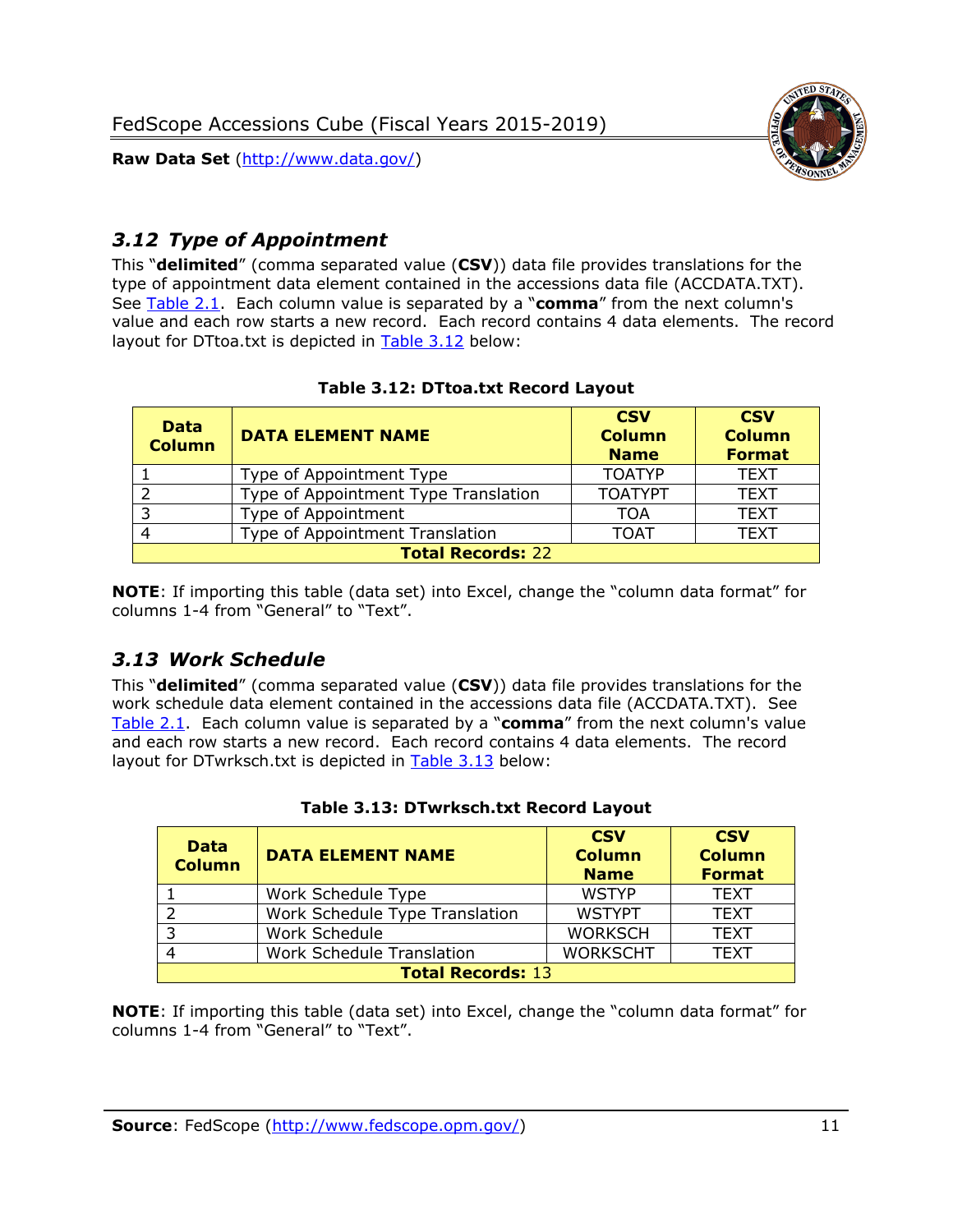## 3.12 *Type of Appointment*

This "**delimited**" (comma separated value (**CSV**)) data file provides translations for the type of appointment data element contained in the accessions data file (ACCDATA.TXT). See Table 2.1. Each column value is separated by a "**comma**" from the next column's value and each row starts a new record. Each record contains 4 data elements. The record layout for DTtoa.txt is depicted in Table 3.12 below:

**Table 3.12: DTtoa.txt Record Layout**

| Data Column | DATA ELEMENT NAME | CSV Column Name | CSV Column Format |
|---|---|---|---|
| 1 | Type of Appointment Type | TOATYP | TEXT |
| 2 | Type of Appointment Type Translation | TOATYPT | TEXT |
| 3 | Type of Appointment | TOA | TEXT |
| 4 | Type of Appointment Translation | TOAT | TEXT |
| **Total Records:** 22 | | | |

**NOTE**: If importing this table (data set) into Excel, change the "column data format" for columns 1-4 from "General" to "Text".

## 3.13 *Work Schedule*

This "**delimited**" (comma separated value (**CSV**)) data file provides translations for the work schedule data element contained in the accessions data file (ACCDATA.TXT). See Table 2.1. Each column value is separated by a "**comma**" from the next column's value and each row starts a new record. Each record contains 4 data elements. The record layout for DTwrksch.txt is depicted in Table 3.13 below:

**Table 3.13: DTwrksch.txt Record Layout**

| Data Column | DATA ELEMENT NAME | CSV Column Name | CSV Column Format |
|---|---|---|---|
| 1 | Work Schedule Type | WSTYP | TEXT |
| 2 | Work Schedule Type Translation | WSTYPT | TEXT |
| 3 | Work Schedule | WORKSCH | TEXT |
| 4 | Work Schedule Translation | WORKSCHT | TEXT |
| **Total Records:** 13 | | | |

**NOTE**: If importing this table (data set) into Excel, change the "column data format" for columns 1-4 from "General" to "Text".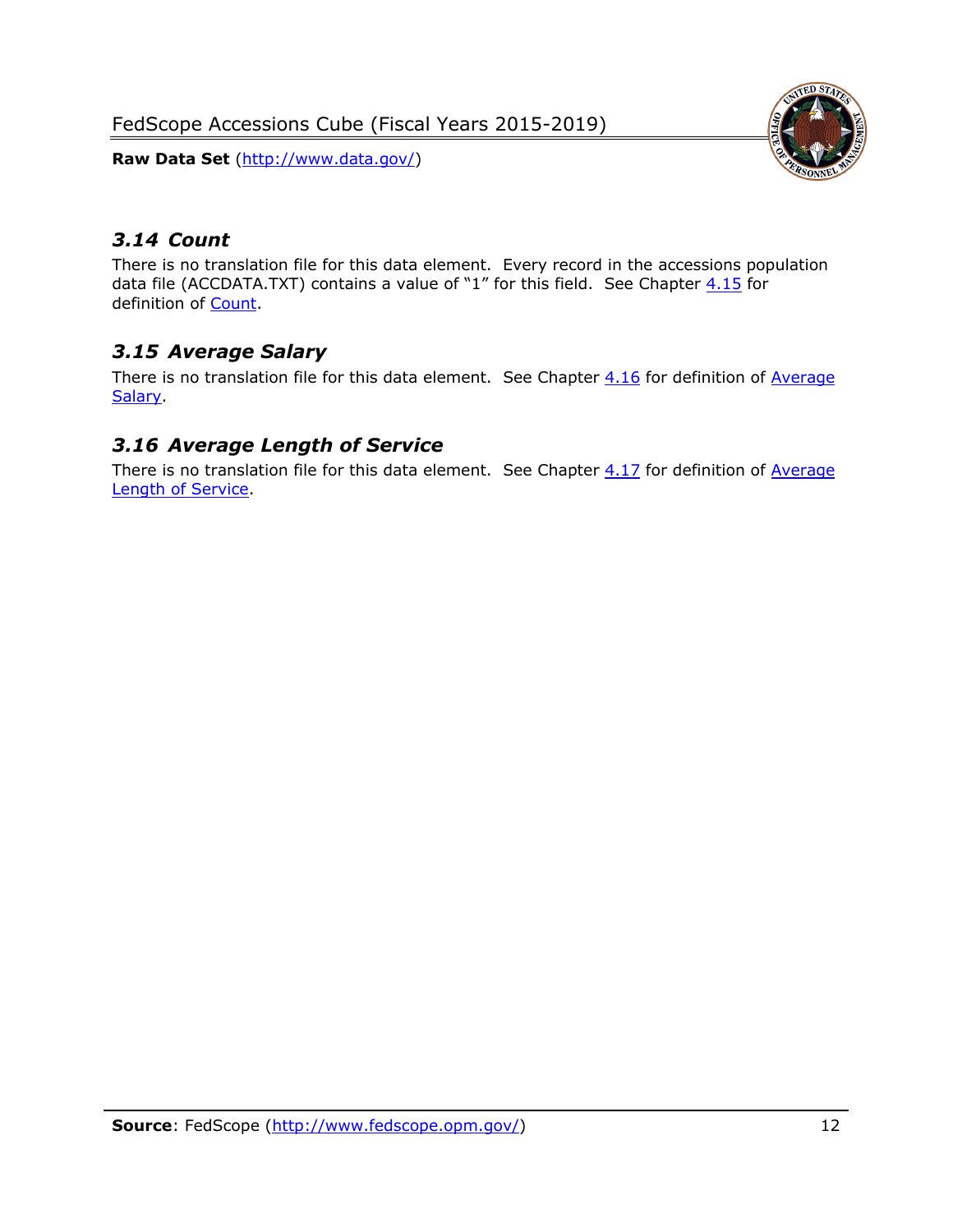### *3.14 Count*

There is no translation file for this data element. Every record in the accessions population data file (ACCDATA.TXT) contains a value of "1" for this field. See Chapter 4.15 for definition of Count.

### *3.15 Average Salary*

There is no translation file for this data element. See Chapter 4.16 for definition of Average Salary.

### *3.16 Average Length of Service*

There is no translation file for this data element. See Chapter 4.17 for definition of Average Length of Service.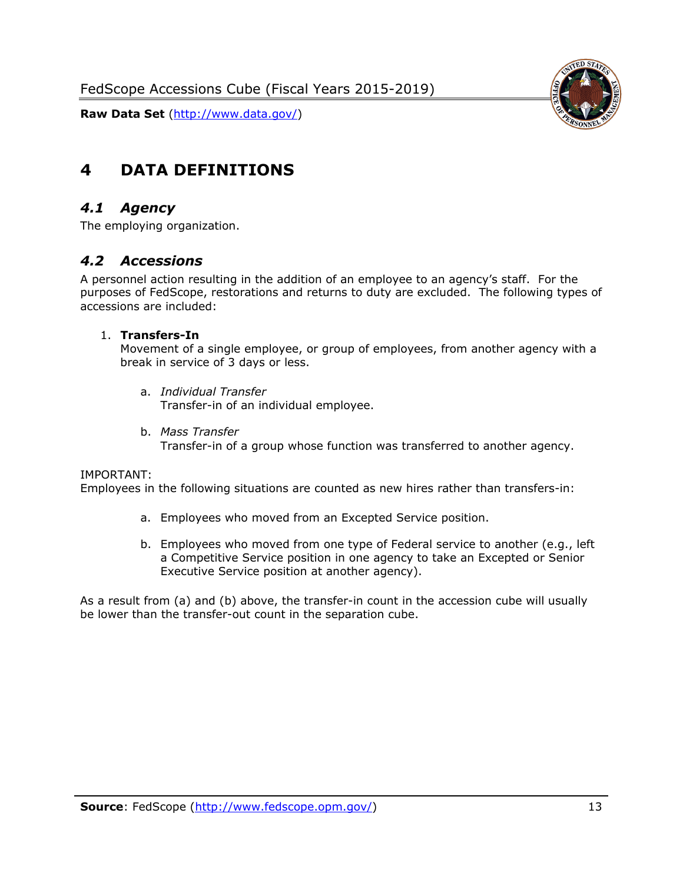# 4 DATA DEFINITIONS

## *4.1 Agency*

The employing organization.

## *4.2 Accessions*

A personnel action resulting in the addition of an employee to an agency's staff. For the purposes of FedScope, restorations and returns to duty are excluded. The following types of accessions are included:

1. **Transfers-In**
   Movement of a single employee, or group of employees, from another agency with a break in service of 3 days or less.

   a. *Individual Transfer*
      Transfer-in of an individual employee.

   b. *Mass Transfer*
      Transfer-in of a group whose function was transferred to another agency.

IMPORTANT:
Employees in the following situations are counted as new hires rather than transfers-in:

a. Employees who moved from an Excepted Service position.

b. Employees who moved from one type of Federal service to another (e.g., left a Competitive Service position in one agency to take an Excepted or Senior Executive Service position at another agency).

As a result from (a) and (b) above, the transfer-in count in the accession cube will usually be lower than the transfer-out count in the separation cube.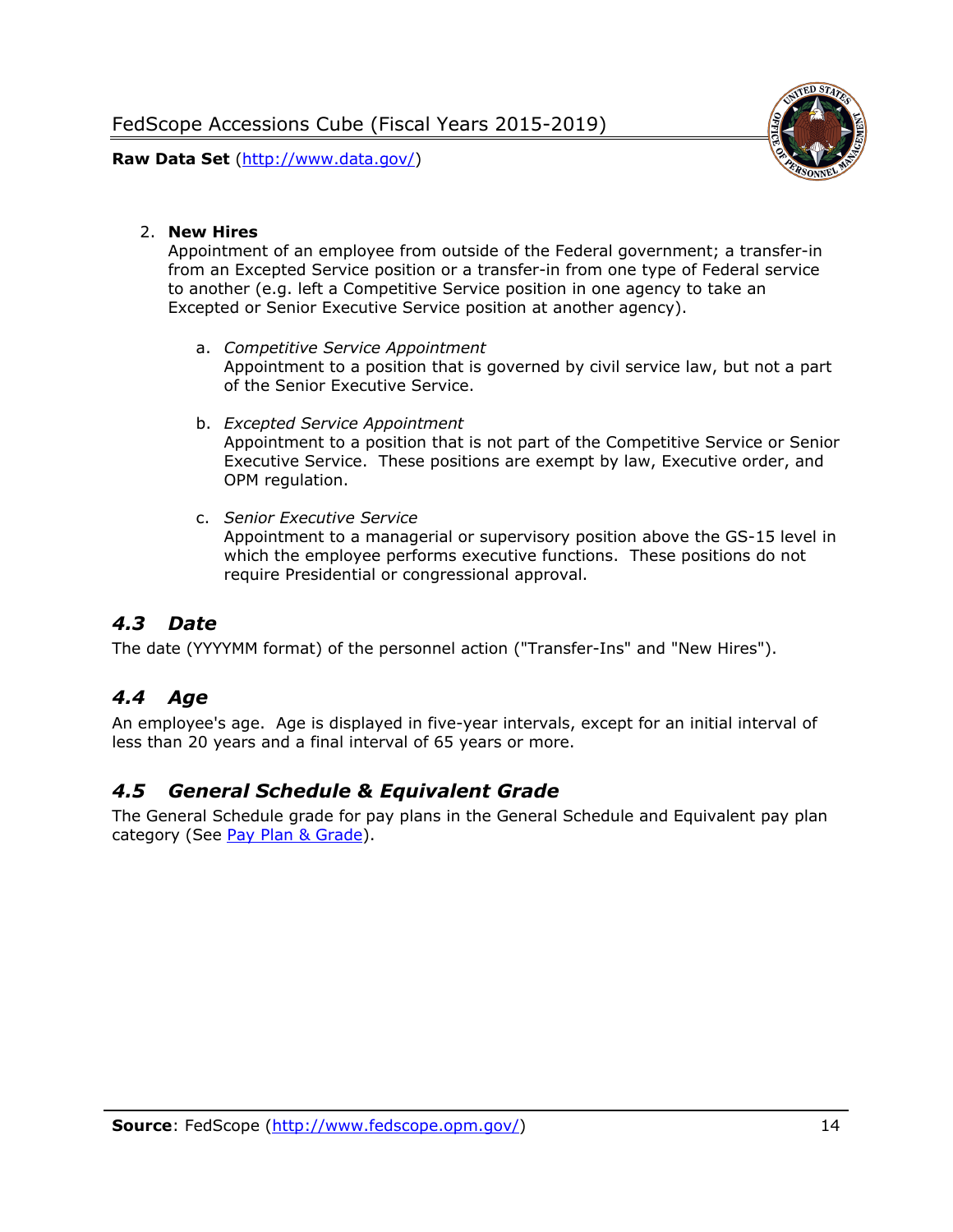2. **New Hires**
   Appointment of an employee from outside of the Federal government; a transfer-in from an Excepted Service position or a transfer-in from one type of Federal service to another (e.g. left a Competitive Service position in one agency to take an Excepted or Senior Executive Service position at another agency).

   a. *Competitive Service Appointment*
      Appointment to a position that is governed by civil service law, but not a part of the Senior Executive Service.

   b. *Excepted Service Appointment*
      Appointment to a position that is not part of the Competitive Service or Senior Executive Service. These positions are exempt by law, Executive order, and OPM regulation.

   c. *Senior Executive Service*
      Appointment to a managerial or supervisory position above the GS-15 level in which the employee performs executive functions. These positions do not require Presidential or congressional approval.

## *4.3 Date*

The date (YYYYMM format) of the personnel action ("Transfer-Ins" and "New Hires").

## *4.4 Age*

An employee's age. Age is displayed in five-year intervals, except for an initial interval of less than 20 years and a final interval of 65 years or more.

## *4.5 General Schedule & Equivalent Grade*

The General Schedule grade for pay plans in the General Schedule and Equivalent pay plan category (See Pay Plan & Grade).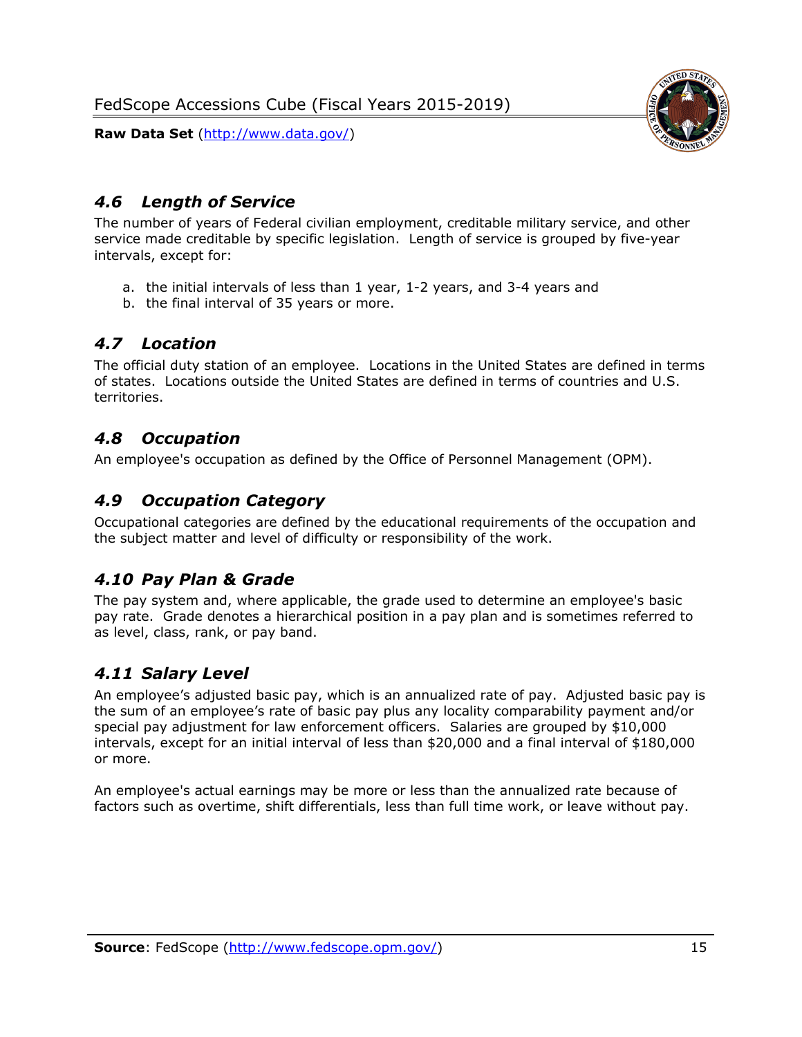### *4.6 Length of Service*

The number of years of Federal civilian employment, creditable military service, and other service made creditable by specific legislation. Length of service is grouped by five-year intervals, except for:

a. the initial intervals of less than 1 year, 1-2 years, and 3-4 years and
b. the final interval of 35 years or more.

### *4.7 Location*

The official duty station of an employee. Locations in the United States are defined in terms of states. Locations outside the United States are defined in terms of countries and U.S. territories.

### *4.8 Occupation*

An employee's occupation as defined by the Office of Personnel Management (OPM).

### *4.9 Occupation Category*

Occupational categories are defined by the educational requirements of the occupation and the subject matter and level of difficulty or responsibility of the work.

### *4.10 Pay Plan & Grade*

The pay system and, where applicable, the grade used to determine an employee's basic pay rate. Grade denotes a hierarchical position in a pay plan and is sometimes referred to as level, class, rank, or pay band.

### *4.11 Salary Level*

An employee's adjusted basic pay, which is an annualized rate of pay. Adjusted basic pay is the sum of an employee's rate of basic pay plus any locality comparability payment and/or special pay adjustment for law enforcement officers. Salaries are grouped by $10,000 intervals, except for an initial interval of less than $20,000 and a final interval of $180,000 or more.

An employee's actual earnings may be more or less than the annualized rate because of factors such as overtime, shift differentials, less than full time work, or leave without pay.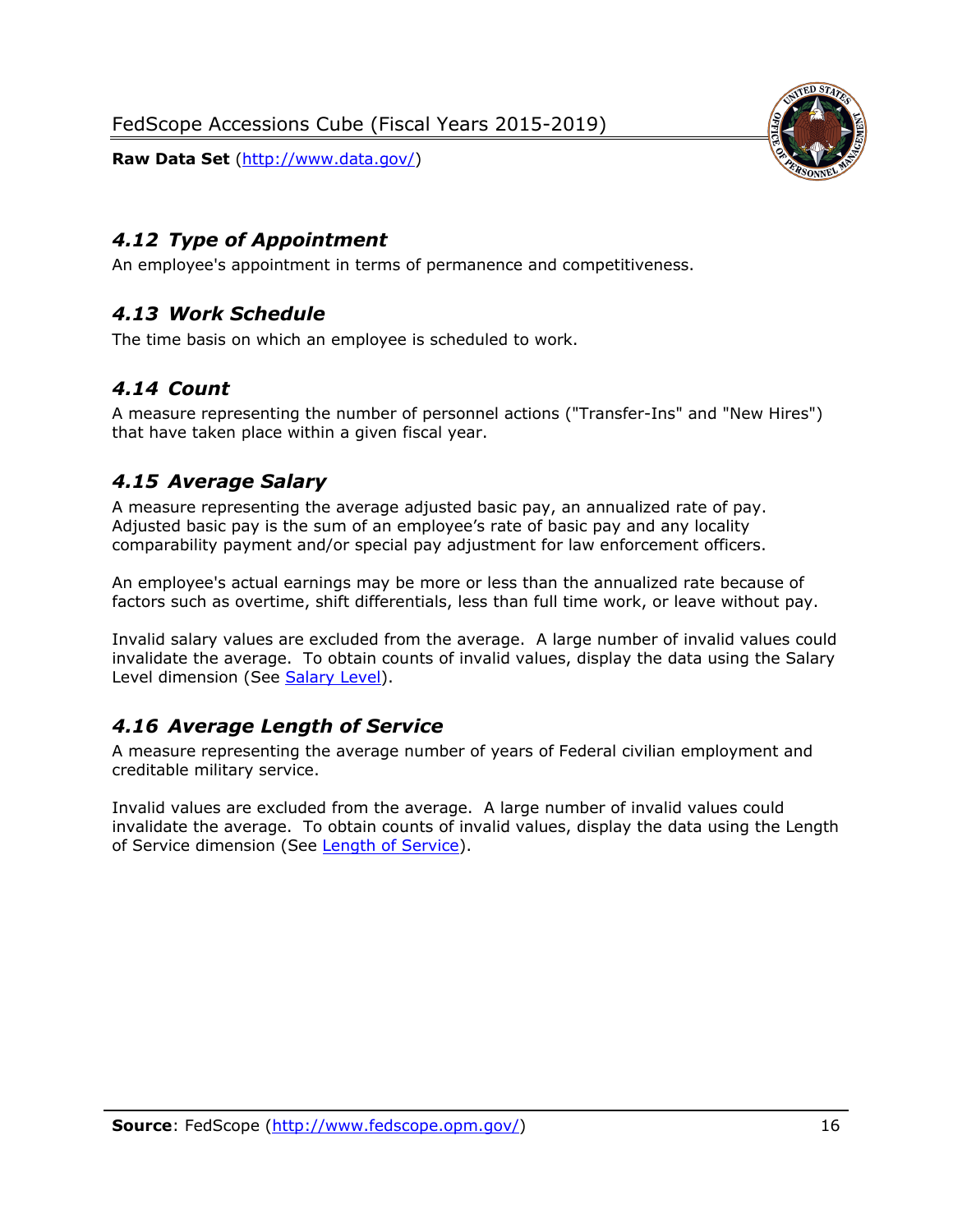## *4.12 Type of Appointment*

An employee's appointment in terms of permanence and competitiveness.

## *4.13 Work Schedule*

The time basis on which an employee is scheduled to work.

## *4.14 Count*

A measure representing the number of personnel actions ("Transfer-Ins" and "New Hires") that have taken place within a given fiscal year.

## *4.15 Average Salary*

A measure representing the average adjusted basic pay, an annualized rate of pay. Adjusted basic pay is the sum of an employee's rate of basic pay and any locality comparability payment and/or special pay adjustment for law enforcement officers.

An employee's actual earnings may be more or less than the annualized rate because of factors such as overtime, shift differentials, less than full time work, or leave without pay.

Invalid salary values are excluded from the average. A large number of invalid values could invalidate the average. To obtain counts of invalid values, display the data using the Salary Level dimension (See Salary Level).

## *4.16 Average Length of Service*

A measure representing the average number of years of Federal civilian employment and creditable military service.

Invalid values are excluded from the average. A large number of invalid values could invalidate the average. To obtain counts of invalid values, display the data using the Length of Service dimension (See Length of Service).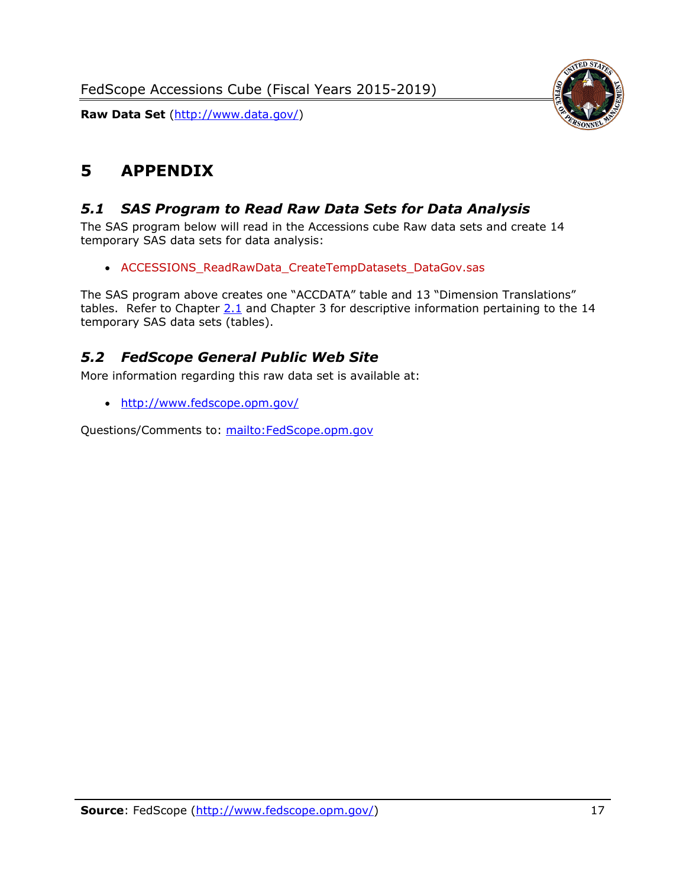# 5 APPENDIX

## *5.1 SAS Program to Read Raw Data Sets for Data Analysis*

The SAS program below will read in the Accessions cube Raw data sets and create 14 temporary SAS data sets for data analysis:

- ACCESSIONS_ReadRawData_CreateTempDatasets_DataGov.sas

The SAS program above creates one "ACCDATA" table and 13 "Dimension Translations" tables. Refer to Chapter 2.1 and Chapter 3 for descriptive information pertaining to the 14 temporary SAS data sets (tables).

## *5.2 FedScope General Public Web Site*

More information regarding this raw data set is available at:

- http://www.fedscope.opm.gov/

Questions/Comments to: mailto:FedScope.opm.gov